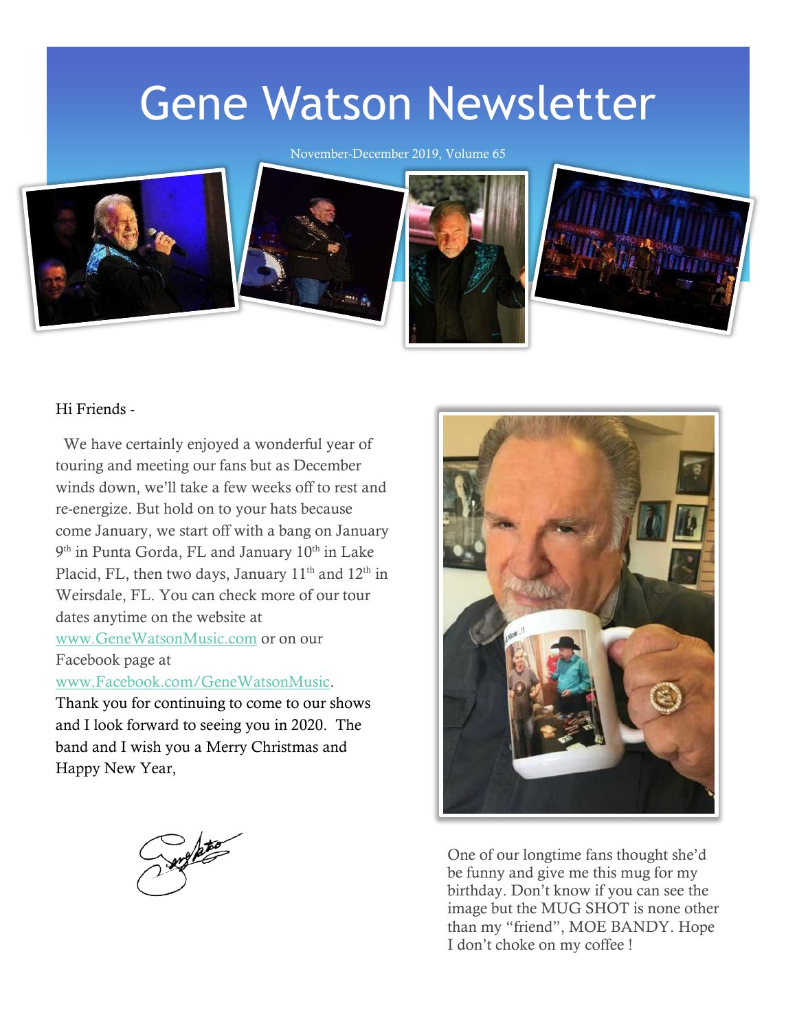# Gene Watson Newsletter

November-December 2019, Volume 65

Hi Friends -

We have certainly enjoyed a wonderful year of touring and meeting our fans but as December winds down, we'll take a few weeks off to rest and re-energize. But hold on to your hats because come January, we start off with a bang on January 9th in Punta Gorda, FL and January 10th in Lake Placid, FL, then two days, January 11th and 12th in Weirsdale, FL. You can check more of our tour dates anytime on the website at www.GeneWatsonMusic.com or on our Facebook page at www.Facebook.com/GeneWatsonMusic. Thank you for continuing to come to our shows and I look forward to seeing you in 2020. The band and I wish you a Merry Christmas and Happy New Year,

One of our longtime fans thought she'd be funny and give me this mug for my birthday. Don't know if you can see the image but the MUG SHOT is none other than my "friend", MOE BANDY. Hope I don't choke on my coffee !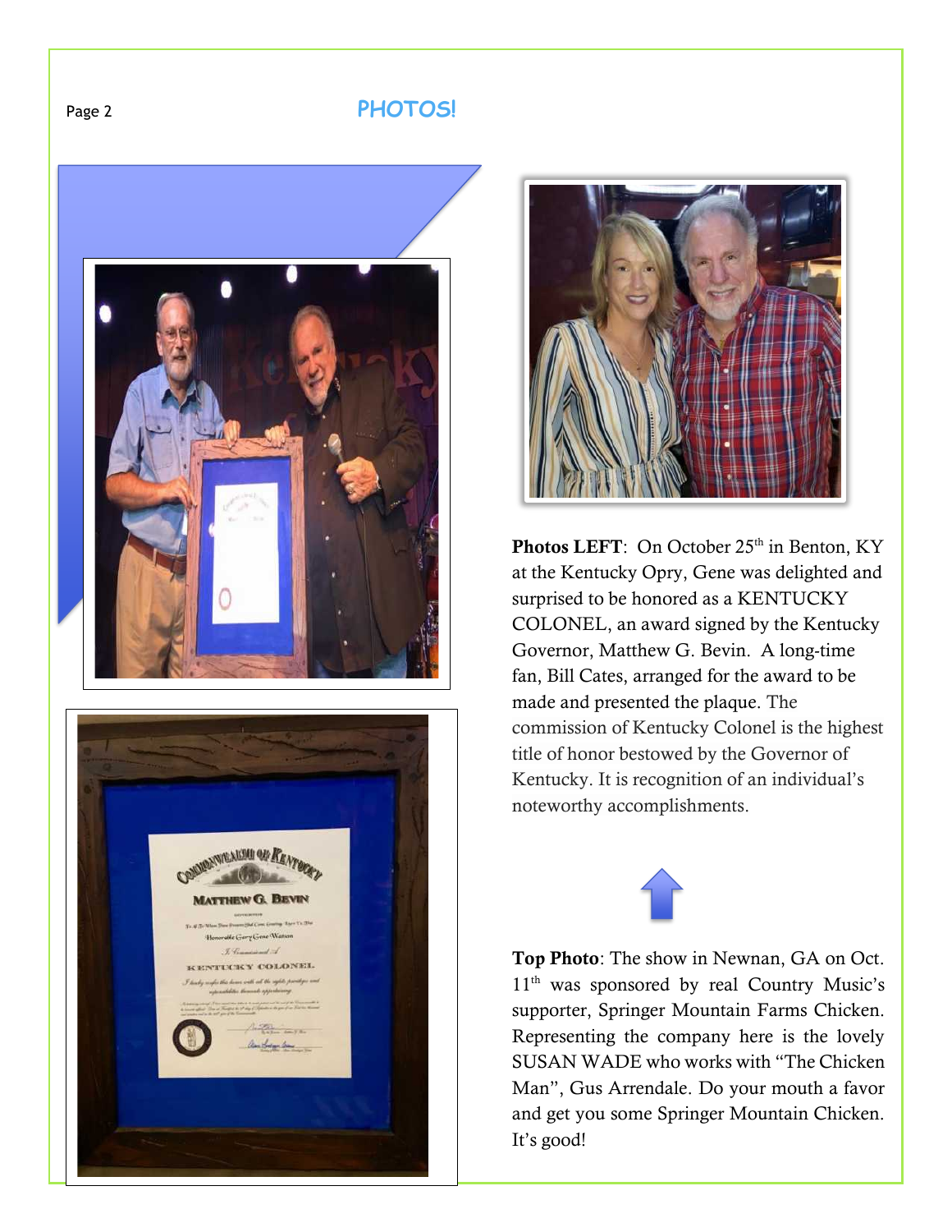# PHOTOS!

**Photos LEFT**: On October 25th in Benton, KY at the Kentucky Opry, Gene was delighted and surprised to be honored as a KENTUCKY COLONEL, an award signed by the Kentucky Governor, Matthew G. Bevin. A long-time fan, Bill Cates, arranged for the award to be made and presented the plaque. The commission of Kentucky Colonel is the highest title of honor bestowed by the Governor of Kentucky. It is recognition of an individual's noteworthy accomplishments.

**Top Photo**: The show in Newnan, GA on Oct. 11th was sponsored by real Country Music's supporter, Springer Mountain Farms Chicken. Representing the company here is the lovely SUSAN WADE who works with "The Chicken Man", Gus Arrendale. Do your mouth a favor and get you some Springer Mountain Chicken. It's good!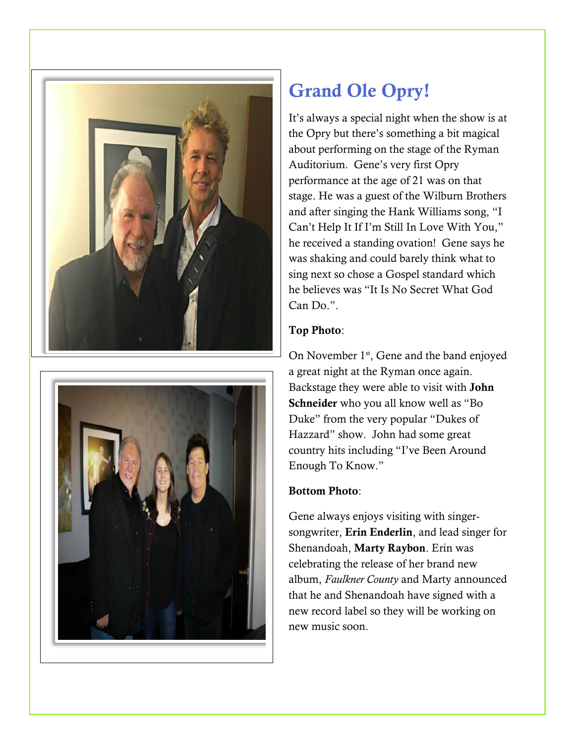# Grand Ole Opry!

It's always a special night when the show is at the Opry but there's something a bit magical about performing on the stage of the Ryman Auditorium. Gene's very first Opry performance at the age of 21 was on that stage. He was a guest of the Wilburn Brothers and after singing the Hank Williams song, "I Can't Help It If I'm Still In Love With You," he received a standing ovation! Gene says he was shaking and could barely think what to sing next so chose a Gospel standard which he believes was "It Is No Secret What God Can Do.".

**Top Photo**:

On November 1st, Gene and the band enjoyed a great night at the Ryman once again. Backstage they were able to visit with **John Schneider** who you all know well as "Bo Duke" from the very popular "Dukes of Hazzard" show. John had some great country hits including "I've Been Around Enough To Know."

**Bottom Photo**:

Gene always enjoys visiting with singer-songwriter, **Erin Enderlin**, and lead singer for Shenandoah, **Marty Raybon**. Erin was celebrating the release of her brand new album, *Faulkner County* and Marty announced that he and Shenandoah have signed with a new record label so they will be working on new music soon.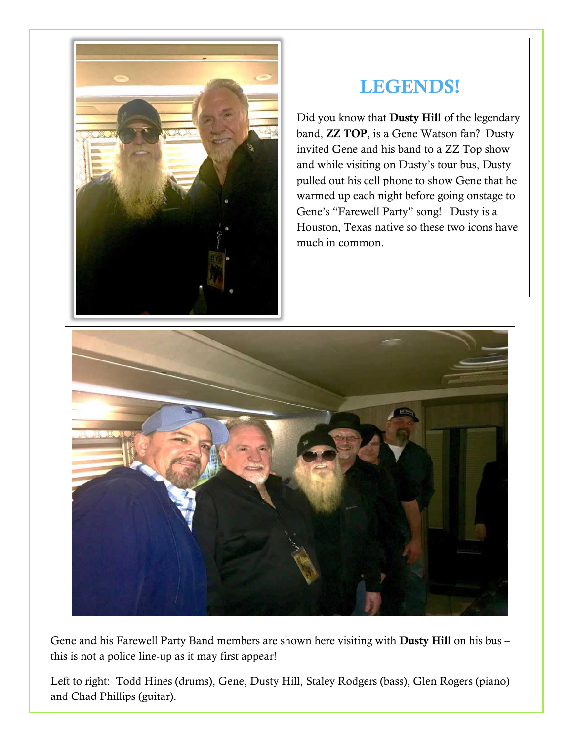# LEGENDS!

Did you know that **Dusty Hill** of the legendary band, **ZZ TOP**, is a Gene Watson fan? Dusty invited Gene and his band to a ZZ Top show and while visiting on Dusty's tour bus, Dusty pulled out his cell phone to show Gene that he warmed up each night before going onstage to Gene's "Farewell Party" song! Dusty is a Houston, Texas native so these two icons have much in common.

Gene and his Farewell Party Band members are shown here visiting with **Dusty Hill** on his bus – this is not a police line-up as it may first appear!

Left to right: Todd Hines (drums), Gene, Dusty Hill, Staley Rodgers (bass), Glen Rogers (piano) and Chad Phillips (guitar).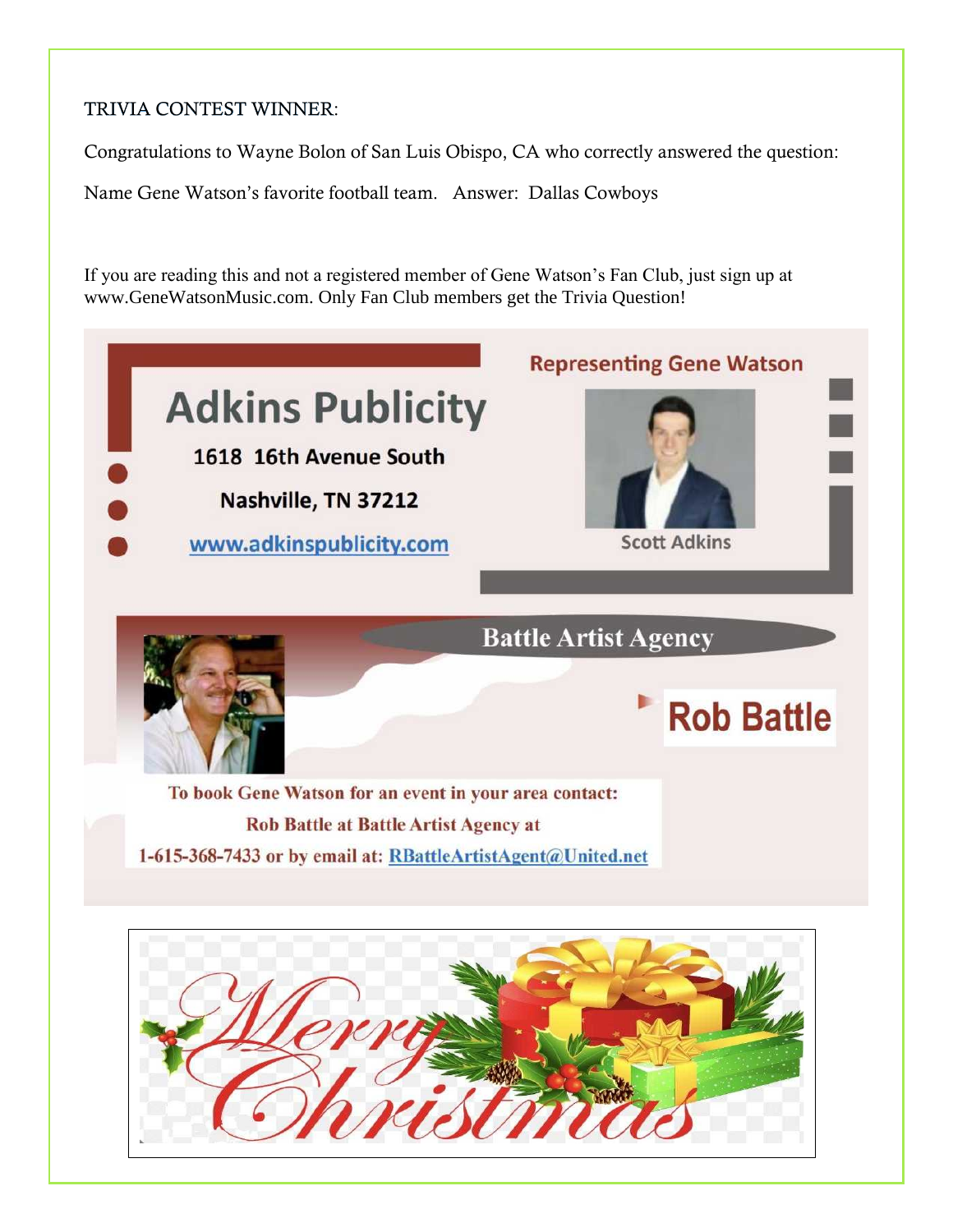TRIVIA CONTEST WINNER:

Congratulations to Wayne Bolon of San Luis Obispo, CA who correctly answered the question:

Name Gene Watson's favorite football team. Answer: Dallas Cowboys

If you are reading this and not a registered member of Gene Watson's Fan Club, just sign up at www.GeneWatsonMusic.com. Only Fan Club members get the Trivia Question!

## Adkins Publicity

1618 16th Avenue South

Nashville, TN 37212

www.adkinspublicity.com

Representing Gene Watson

Scott Adkins

## Battle Artist Agency

**Rob Battle**

**To book Gene Watson for an event in your area contact:**

**Rob Battle at Battle Artist Agency at**

**1-615-368-7433 or by email at: RBattleArtistAgent@United.net**

Merry Christmas